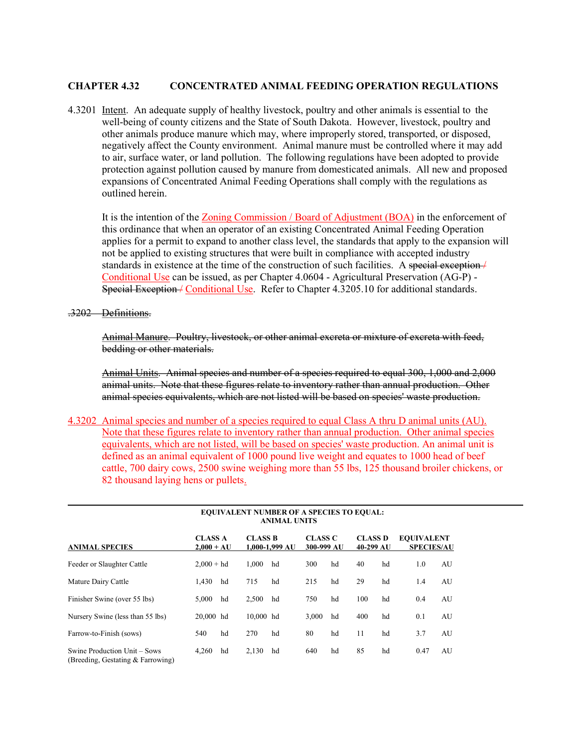## CHAPTER 4.32 CONCENTRATED ANIMAL FEEDING OPERATION REGULATIONS

4.3201 Intent. An adequate supply of healthy livestock, poultry and other animals is essential to the well-being of county citizens and the State of South Dakota. However, livestock, poultry and other animals produce manure which may, where improperly stored, transported, or disposed, negatively affect the County environment. Animal manure must be controlled where it may add to air, surface water, or land pollution. The following regulations have been adopted to provide protection against pollution caused by manure from domesticated animals. All new and proposed expansions of Concentrated Animal Feeding Operations shall comply with the regulations as outlined herein.

It is the intention of the Zoning Commission / Board of Adjustment (BOA) in the enforcement of this ordinance that when an operator of an existing Concentrated Animal Feeding Operation applies for a permit to expand to another class level, the standards that apply to the expansion will not be applied to existing structures that were built in compliance with accepted industry standards in existence at the time of the construction of such facilities. A ~~special exception /~~ Conditional Use can be issued, as per Chapter 4.0604 - Agricultural Preservation (AG-P) - ~~Special Exception /~~ Conditional Use. Refer to Chapter 4.3205.10 for additional standards.

~~.3202 Definitions.~~

~~Animal Manure. Poultry, livestock, or other animal excreta or mixture of excreta with feed, bedding or other materials.~~

~~Animal Units. Animal species and number of a species required to equal 300, 1,000 and 2,000 animal units. Note that these figures relate to inventory rather than annual production. Other animal species equivalents, which are not listed will be based on species' waste production.~~

4.3202 Animal species and number of a species required to equal Class A thru D animal units (AU). Note that these figures relate to inventory rather than annual production. Other animal species equivalents, which are not listed, will be based on species' waste production. An animal unit is defined as an animal equivalent of 1000 pound live weight and equates to 1000 head of beef cattle, 700 dairy cows, 2500 swine weighing more than 55 lbs, 125 thousand broiler chickens, or 82 thousand laying hens or pullets.

**EQUIVALENT NUMBER OF A SPECIES TO EQUAL: ANIMAL UNITS**

| ANIMAL SPECIES | CLASS A 2,000 + AU | CLASS B 1,000-1,999 AU | CLASS C 300-999 AU | CLASS D 40-299 AU | EQUIVALENT SPECIES/AU |
|---|---|---|---|---|---|
| Feeder or Slaughter Cattle | 2,000 + hd | 1,000 hd | 300 hd | 40 hd | 1.0 AU |
| Mature Dairy Cattle | 1,430 hd | 715 hd | 215 hd | 29 hd | 1.4 AU |
| Finisher Swine (over 55 lbs) | 5,000 hd | 2,500 hd | 750 hd | 100 hd | 0.4 AU |
| Nursery Swine (less than 55 lbs) | 20,000 hd | 10,000 hd | 3,000 hd | 400 hd | 0.1 AU |
| Farrow-to-Finish (sows) | 540 hd | 270 hd | 80 hd | 11 hd | 3.7 AU |
| Swine Production Unit – Sows (Breeding, Gestating & Farrowing) | 4,260 hd | 2,130 hd | 640 hd | 85 hd | 0.47 AU |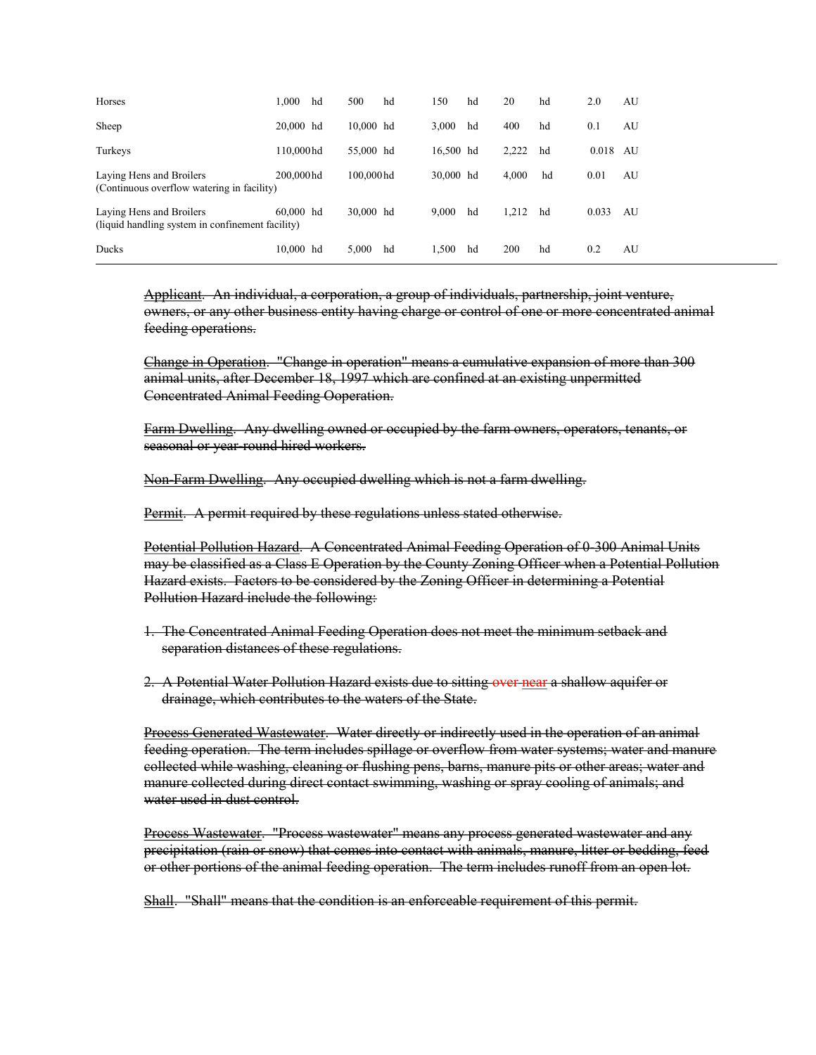| | | | | | |
|---|---|---|---|---|---|
| Horses | 1,000 hd | 500 hd | 150 hd | 20 hd | 2.0 AU |
| Sheep | 20,000 hd | 10,000 hd | 3,000 hd | 400 hd | 0.1 AU |
| Turkeys | 110,000 hd | 55,000 hd | 16,500 hd | 2,222 hd | 0.018 AU |
| Laying Hens and Broilers (Continuous overflow watering in facility) | 200,000 hd | 100,000 hd | 30,000 hd | 4,000 hd | 0.01 AU |
| Laying Hens and Broilers (liquid handling system in confinement facility) | 60,000 hd | 30,000 hd | 9,000 hd | 1,212 hd | 0.033 AU |
| Ducks | 10,000 hd | 5,000 hd | 1,500 hd | 200 hd | 0.2 AU |

~~Applicant. An individual, a corporation, a group of individuals, partnership, joint venture, owners, or any other business entity having charge or control of one or more concentrated animal feeding operations.~~

~~Change in Operation. "Change in operation" means a cumulative expansion of more than 300 animal units, after December 18, 1997 which are confined at an existing unpermitted Concentrated Animal Feeding Ooperation.~~

~~Farm Dwelling. Any dwelling owned or occupied by the farm owners, operators, tenants, or seasonal or year-round hired workers.~~

~~Non-Farm Dwelling. Any occupied dwelling which is not a farm dwelling.~~

~~Permit. A permit required by these regulations unless stated otherwise.~~

~~Potential Pollution Hazard. A Concentrated Animal Feeding Operation of 0-300 Animal Units may be classified as a Class E Operation by the County Zoning Officer when a Potential Pollution Hazard exists. Factors to be considered by the Zoning Officer in determining a Potential Pollution Hazard include the following:~~

1. ~~The Concentrated Animal Feeding Operation does not meet the minimum setback and separation distances of these regulations.~~

2. ~~A Potential Water Pollution Hazard exists due to sitting over near a shallow aquifer or drainage, which contributes to the waters of the State.~~

~~Process Generated Wastewater. Water directly or indirectly used in the operation of an animal feeding operation. The term includes spillage or overflow from water systems; water and manure collected while washing, cleaning or flushing pens, barns, manure pits or other areas; water and manure collected during direct contact swimming, washing or spray cooling of animals; and water used in dust control.~~

~~Process Wastewater. "Process wastewater" means any process generated wastewater and any precipitation (rain or snow) that comes into contact with animals, manure, litter or bedding, feed or other portions of the animal feeding operation. The term includes runoff from an open lot.~~

~~Shall. "Shall" means that the condition is an enforceable requirement of this permit.~~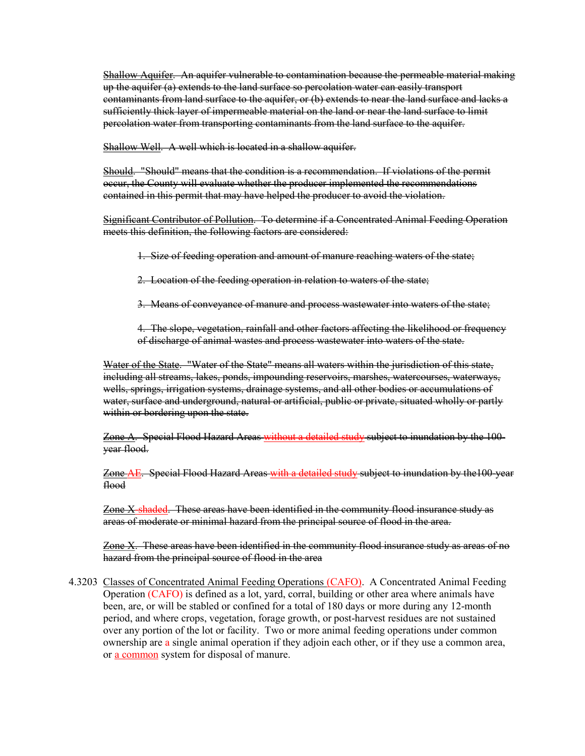~~Shallow Aquifer. An aquifer vulnerable to contamination because the permeable material making up the aquifer (a) extends to the land surface so percolation water can easily transport contaminants from land surface to the aquifer, or (b) extends to near the land surface and lacks a sufficiently thick layer of impermeable material on the land or near the land surface to limit percolation water from transporting contaminants from the land surface to the aquifer.~~

~~Shallow Well. A well which is located in a shallow aquifer.~~

~~Should. "Should" means that the condition is a recommendation. If violations of the permit occur, the County will evaluate whether the producer implemented the recommendations contained in this permit that may have helped the producer to avoid the violation.~~

~~Significant Contributor of Pollution. To determine if a Concentrated Animal Feeding Operation meets this definition, the following factors are considered:~~

> ~~1. Size of feeding operation and amount of manure reaching waters of the state;~~
>
> ~~2. Location of the feeding operation in relation to waters of the state;~~
>
> ~~3. Means of conveyance of manure and process wastewater into waters of the state;~~
>
> ~~4. The slope, vegetation, rainfall and other factors affecting the likelihood or frequency of discharge of animal wastes and process wastewater into waters of the state.~~

~~Water of the State. "Water of the State" means all waters within the jurisdiction of this state, including all streams, lakes, ponds, impounding reservoirs, marshes, watercourses, waterways, wells, springs, irrigation systems, drainage systems, and all other bodies or accumulations of water, surface and underground, natural or artificial, public or private, situated wholly or partly within or bordering upon the state.~~

~~Zone A. Special Flood Hazard Areas without a detailed study subject to inundation by the 100-year flood.~~

~~Zone AE. Special Flood Hazard Areas with a detailed study subject to inundation by the100-year flood~~

~~Zone X-shaded. These areas have been identified in the community flood insurance study as areas of moderate or minimal hazard from the principal source of flood in the area.~~

~~Zone X. These areas have been identified in the community flood insurance study as areas of no hazard from the principal source of flood in the area~~

4.3203 Classes of Concentrated Animal Feeding Operations (CAFO). A Concentrated Animal Feeding Operation (CAFO) is defined as a lot, yard, corral, building or other area where animals have been, are, or will be stabled or confined for a total of 180 days or more during any 12-month period, and where crops, vegetation, forage growth, or post-harvest residues are not sustained over any portion of the lot or facility. Two or more animal feeding operations under common ownership are a single animal operation if they adjoin each other, or if they use a common area, or a common system for disposal of manure.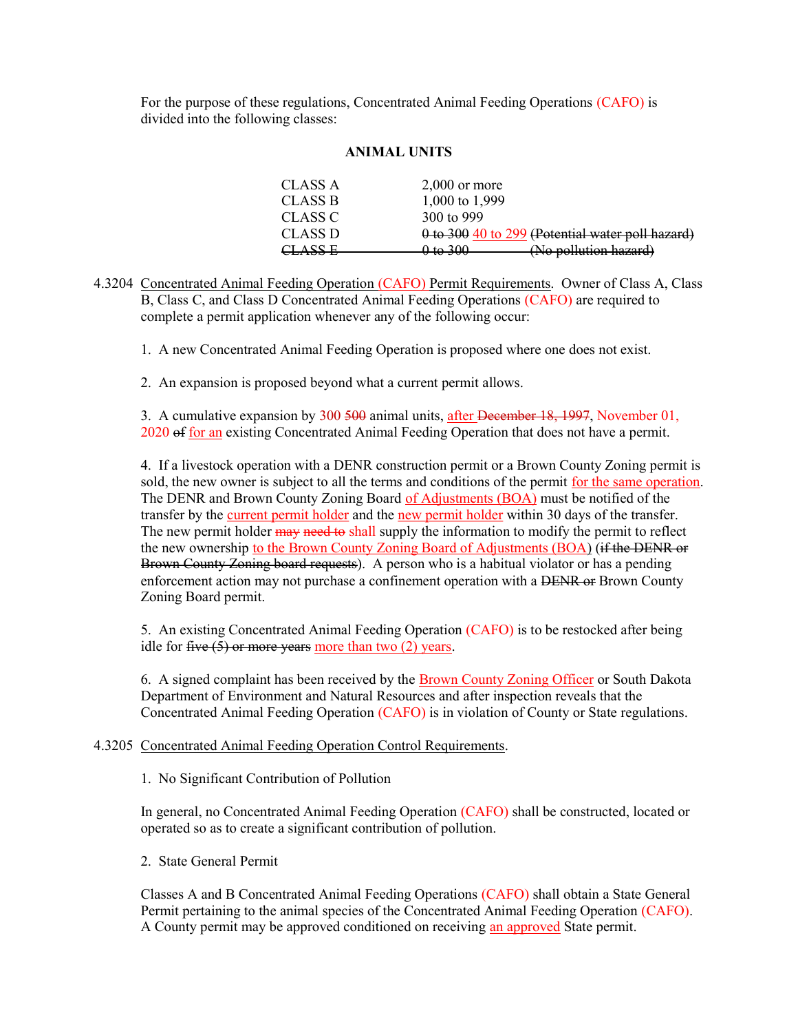For the purpose of these regulations, Concentrated Animal Feeding Operations (CAFO) is divided into the following classes:

**ANIMAL UNITS**

| | |
|---|---|
| CLASS A | 2,000 or more |
| CLASS B | 1,000 to 1,999 |
| CLASS C | 300 to 999 |
| CLASS D | ~~0 to 300~~ 40 to 299 ~~(Potential water poll hazard)~~ |
| ~~CLASS E~~ | ~~0 to 300 (No pollution hazard)~~ |

4.3204 Concentrated Animal Feeding Operation (CAFO) Permit Requirements. Owner of Class A, Class B, Class C, and Class D Concentrated Animal Feeding Operations (CAFO) are required to complete a permit application whenever any of the following occur:

1. A new Concentrated Animal Feeding Operation is proposed where one does not exist.

2. An expansion is proposed beyond what a current permit allows.

3. A cumulative expansion by 300 ~~500~~ animal units, after ~~December 18, 1997~~, November 01, 2020 ~~of~~ for an existing Concentrated Animal Feeding Operation that does not have a permit.

4. If a livestock operation with a DENR construction permit or a Brown County Zoning permit is sold, the new owner is subject to all the terms and conditions of the permit for the same operation. The DENR and Brown County Zoning Board of Adjustments (BOA) must be notified of the transfer by the current permit holder and the new permit holder within 30 days of the transfer. The new permit holder ~~may~~ ~~need to~~ shall supply the information to modify the permit to reflect the new ownership to the Brown County Zoning Board of Adjustments (BOA) (~~if the DENR or Brown County Zoning board requests~~). A person who is a habitual violator or has a pending enforcement action may not purchase a confinement operation with a ~~DENR or~~ Brown County Zoning Board permit.

5. An existing Concentrated Animal Feeding Operation (CAFO) is to be restocked after being idle for ~~five (5) or more years~~ more than two (2) years.

6. A signed complaint has been received by the Brown County Zoning Officer or South Dakota Department of Environment and Natural Resources and after inspection reveals that the Concentrated Animal Feeding Operation (CAFO) is in violation of County or State regulations.

4.3205 Concentrated Animal Feeding Operation Control Requirements.

1. No Significant Contribution of Pollution

In general, no Concentrated Animal Feeding Operation (CAFO) shall be constructed, located or operated so as to create a significant contribution of pollution.

2. State General Permit

Classes A and B Concentrated Animal Feeding Operations (CAFO) shall obtain a State General Permit pertaining to the animal species of the Concentrated Animal Feeding Operation (CAFO). A County permit may be approved conditioned on receiving an approved State permit.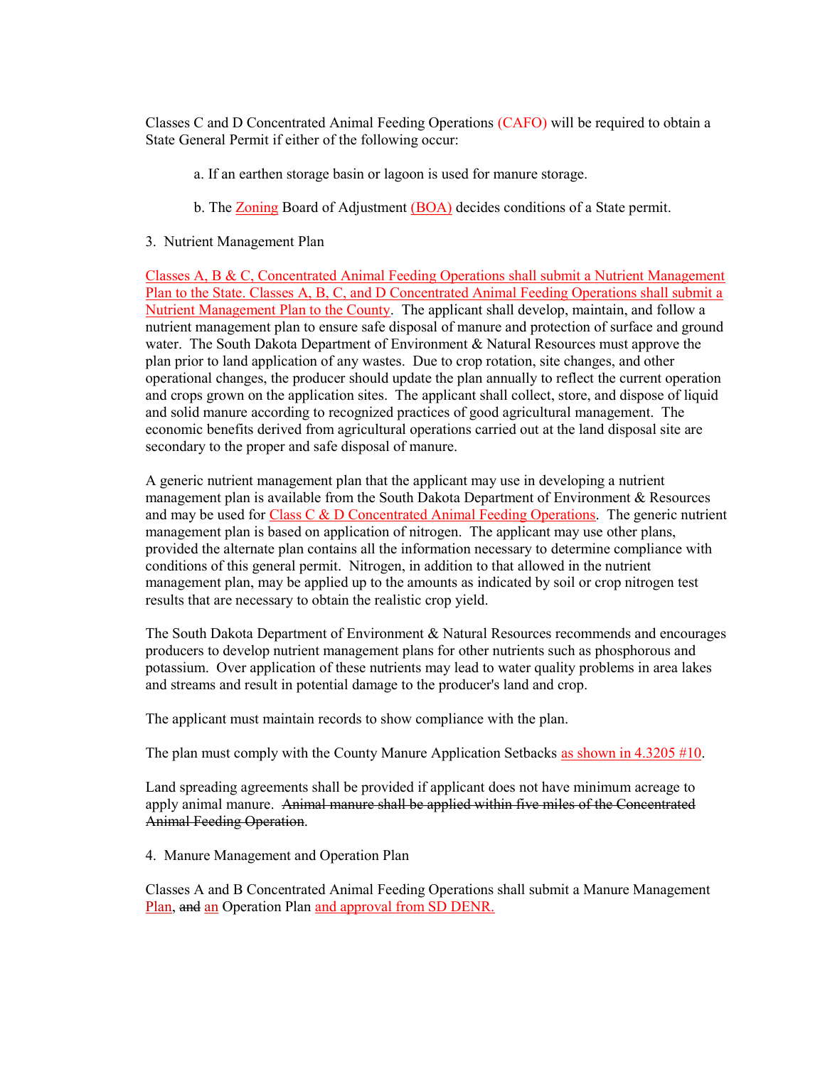Classes C and D Concentrated Animal Feeding Operations (CAFO) will be required to obtain a State General Permit if either of the following occur:

a. If an earthen storage basin or lagoon is used for manure storage.

b. The Zoning Board of Adjustment (BOA) decides conditions of a State permit.

3. Nutrient Management Plan

Classes A, B & C, Concentrated Animal Feeding Operations shall submit a Nutrient Management Plan to the State. Classes A, B, C, and D Concentrated Animal Feeding Operations shall submit a Nutrient Management Plan to the County. The applicant shall develop, maintain, and follow a nutrient management plan to ensure safe disposal of manure and protection of surface and ground water. The South Dakota Department of Environment & Natural Resources must approve the plan prior to land application of any wastes. Due to crop rotation, site changes, and other operational changes, the producer should update the plan annually to reflect the current operation and crops grown on the application sites. The applicant shall collect, store, and dispose of liquid and solid manure according to recognized practices of good agricultural management. The economic benefits derived from agricultural operations carried out at the land disposal site are secondary to the proper and safe disposal of manure.

A generic nutrient management plan that the applicant may use in developing a nutrient management plan is available from the South Dakota Department of Environment & Resources and may be used for Class C & D Concentrated Animal Feeding Operations. The generic nutrient management plan is based on application of nitrogen. The applicant may use other plans, provided the alternate plan contains all the information necessary to determine compliance with conditions of this general permit. Nitrogen, in addition to that allowed in the nutrient management plan, may be applied up to the amounts as indicated by soil or crop nitrogen test results that are necessary to obtain the realistic crop yield.

The South Dakota Department of Environment & Natural Resources recommends and encourages producers to develop nutrient management plans for other nutrients such as phosphorous and potassium. Over application of these nutrients may lead to water quality problems in area lakes and streams and result in potential damage to the producer's land and crop.

The applicant must maintain records to show compliance with the plan.

The plan must comply with the County Manure Application Setbacks as shown in 4.3205 #10.

Land spreading agreements shall be provided if applicant does not have minimum acreage to apply animal manure. ~~Animal manure shall be applied within five miles of the Concentrated Animal Feeding Operation~~.

4. Manure Management and Operation Plan

Classes A and B Concentrated Animal Feeding Operations shall submit a Manure Management Plan, ~~and~~ an Operation Plan and approval from SD DENR.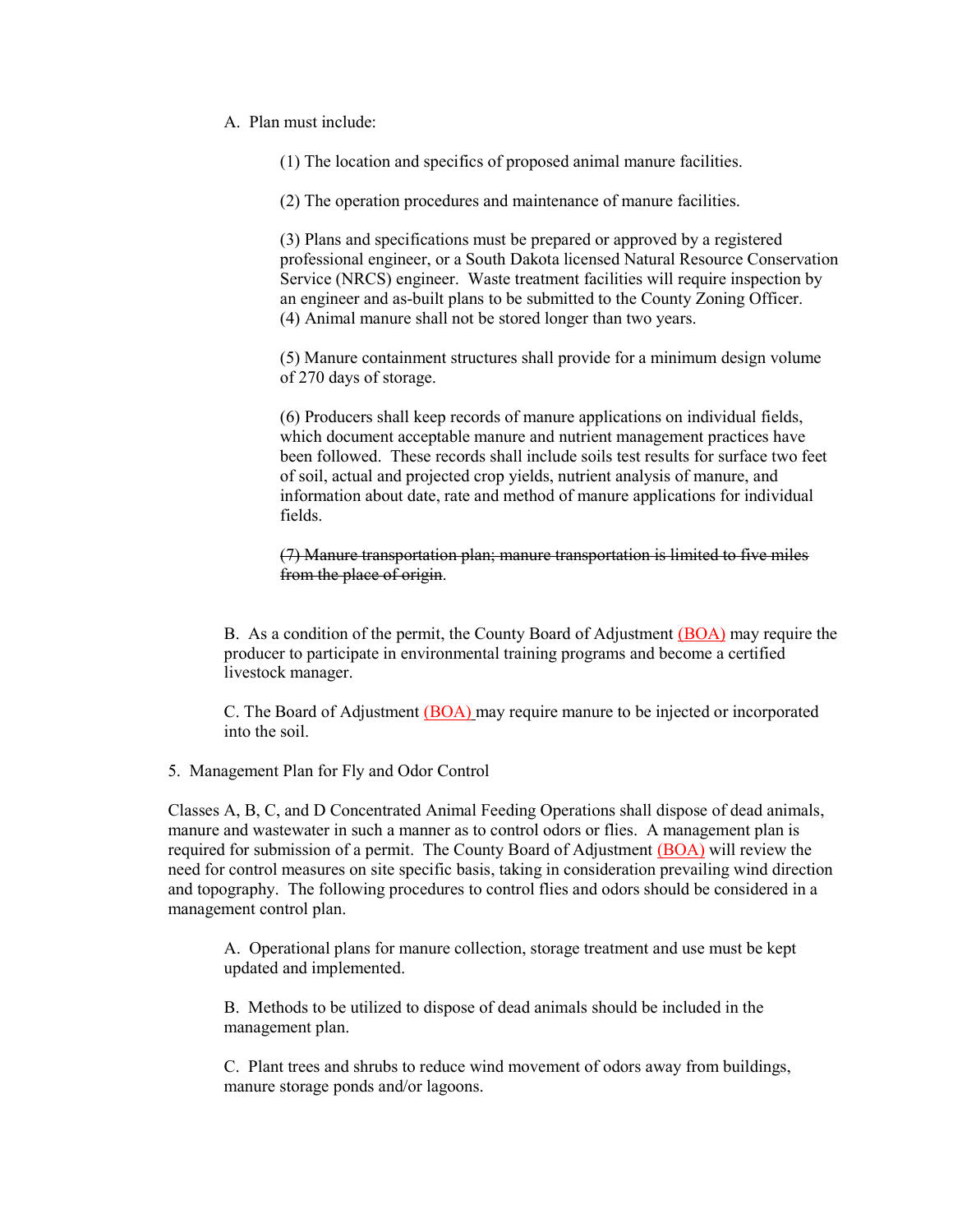A. Plan must include:

(1) The location and specifics of proposed animal manure facilities.

(2) The operation procedures and maintenance of manure facilities.

(3) Plans and specifications must be prepared or approved by a registered professional engineer, or a South Dakota licensed Natural Resource Conservation Service (NRCS) engineer. Waste treatment facilities will require inspection by an engineer and as-built plans to be submitted to the County Zoning Officer.
(4) Animal manure shall not be stored longer than two years.

(5) Manure containment structures shall provide for a minimum design volume of 270 days of storage.

(6) Producers shall keep records of manure applications on individual fields, which document acceptable manure and nutrient management practices have been followed. These records shall include soils test results for surface two feet of soil, actual and projected crop yields, nutrient analysis of manure, and information about date, rate and method of manure applications for individual fields.

~~(7) Manure transportation plan; manure transportation is limited to five miles from the place of origin~~.

B. As a condition of the permit, the County Board of Adjustment (BOA) may require the producer to participate in environmental training programs and become a certified livestock manager.

C. The Board of Adjustment (BOA) may require manure to be injected or incorporated into the soil.

5. Management Plan for Fly and Odor Control

Classes A, B, C, and D Concentrated Animal Feeding Operations shall dispose of dead animals, manure and wastewater in such a manner as to control odors or flies. A management plan is required for submission of a permit. The County Board of Adjustment (BOA) will review the need for control measures on site specific basis, taking in consideration prevailing wind direction and topography. The following procedures to control flies and odors should be considered in a management control plan.

A. Operational plans for manure collection, storage treatment and use must be kept updated and implemented.

B. Methods to be utilized to dispose of dead animals should be included in the management plan.

C. Plant trees and shrubs to reduce wind movement of odors away from buildings, manure storage ponds and/or lagoons.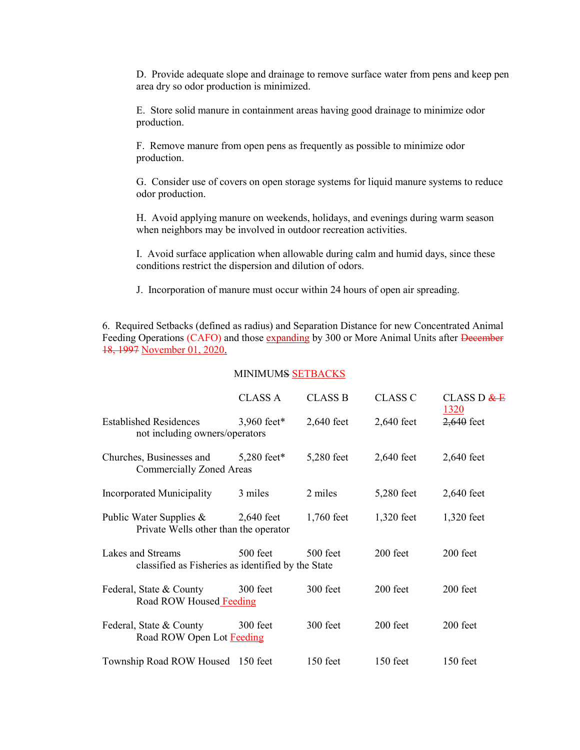D. Provide adequate slope and drainage to remove surface water from pens and keep pen area dry so odor production is minimized.

E. Store solid manure in containment areas having good drainage to minimize odor production.

F. Remove manure from open pens as frequently as possible to minimize odor production.

G. Consider use of covers on open storage systems for liquid manure systems to reduce odor production.

H. Avoid applying manure on weekends, holidays, and evenings during warm season when neighbors may be involved in outdoor recreation activities.

I. Avoid surface application when allowable during calm and humid days, since these conditions restrict the dispersion and dilution of odors.

J. Incorporation of manure must occur within 24 hours of open air spreading.

6. Required Setbacks (defined as radius) and Separation Distance for new Concentrated Animal Feeding Operations (CAFO) and those expanding by 300 or More Animal Units after ~~December 18, 1997~~ November 01, 2020.

MINIMUM~~S~~ SETBACKS

| | CLASS A | CLASS B | CLASS C | CLASS D ~~& E~~ |
|---|---|---|---|---|
| Established Residences not including owners/operators | 3,960 feet* | 2,640 feet | 2,640 feet | 1320 ~~2,640~~ feet |
| Churches, Businesses and Commercially Zoned Areas | 5,280 feet* | 5,280 feet | 2,640 feet | 2,640 feet |
| Incorporated Municipality | 3 miles | 2 miles | 5,280 feet | 2,640 feet |
| Public Water Supplies & Private Wells other than the operator | 2,640 feet | 1,760 feet | 1,320 feet | 1,320 feet |
| Lakes and Streams classified as Fisheries as identified by the State | 500 feet | 500 feet | 200 feet | 200 feet |
| Federal, State & County Road ROW Housed Feeding | 300 feet | 300 feet | 200 feet | 200 feet |
| Federal, State & County Road ROW Open Lot Feeding | 300 feet | 300 feet | 200 feet | 200 feet |
| Township Road ROW Housed | 150 feet | 150 feet | 150 feet | 150 feet |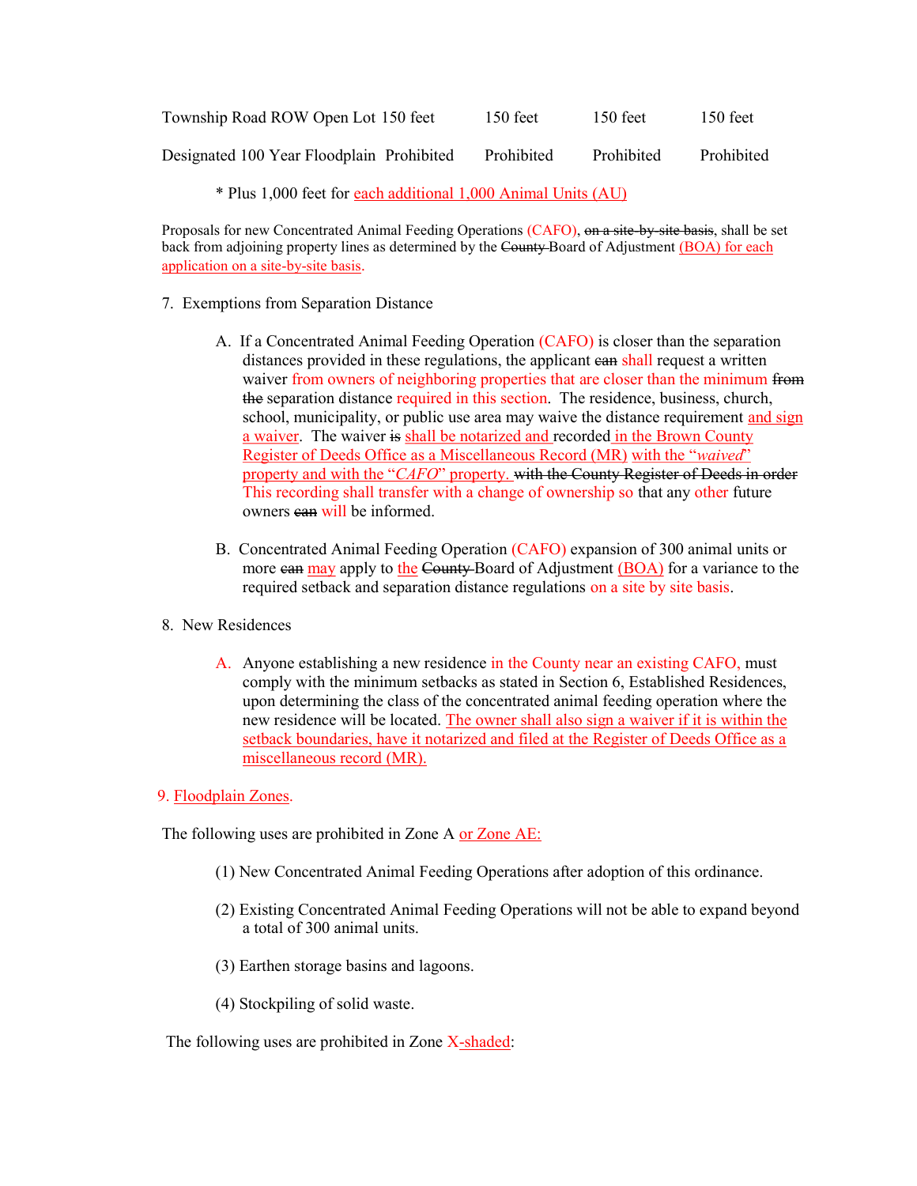| Township Road ROW Open Lot | 150 feet | 150 feet | 150 feet | 150 feet |
|---|---|---|---|---|
| Designated 100 Year Floodplain | Prohibited | Prohibited | Prohibited | Prohibited |

\* Plus 1,000 feet for each additional 1,000 Animal Units (AU)

Proposals for new Concentrated Animal Feeding Operations (CAFO), ~~on a site-by-site basis~~, shall be set back from adjoining property lines as determined by the ~~County~~ Board of Adjustment (BOA) for each application on a site-by-site basis.

7. Exemptions from Separation Distance

   A. If a Concentrated Animal Feeding Operation (CAFO) is closer than the separation distances provided in these regulations, the applicant ~~can~~ shall request a written waiver from owners of neighboring properties that are closer than the minimum ~~from the~~ separation distance required in this section. The residence, business, church, school, municipality, or public use area may waive the distance requirement and sign a waiver. The waiver ~~is~~ shall be notarized and recorded in the Brown County Register of Deeds Office as a Miscellaneous Record (MR) with the "*waived*" property and with the "*CAFO*" property. ~~with the County Register of Deeds in order~~ This recording shall transfer with a change of ownership so that any other future owners ~~can~~ will be informed.

   B. Concentrated Animal Feeding Operation (CAFO) expansion of 300 animal units or more ~~can~~ may apply to the ~~County~~ Board of Adjustment (BOA) for a variance to the required setback and separation distance regulations on a site by site basis.

8. New Residences

   A. Anyone establishing a new residence in the County near an existing CAFO, must comply with the minimum setbacks as stated in Section 6, Established Residences, upon determining the class of the concentrated animal feeding operation where the new residence will be located. The owner shall also sign a waiver if it is within the setback boundaries, have it notarized and filed at the Register of Deeds Office as a miscellaneous record (MR).

9. Floodplain Zones.

The following uses are prohibited in Zone A or Zone AE:

   (1) New Concentrated Animal Feeding Operations after adoption of this ordinance.

   (2) Existing Concentrated Animal Feeding Operations will not be able to expand beyond a total of 300 animal units.

   (3) Earthen storage basins and lagoons.

   (4) Stockpiling of solid waste.

The following uses are prohibited in Zone X-shaded: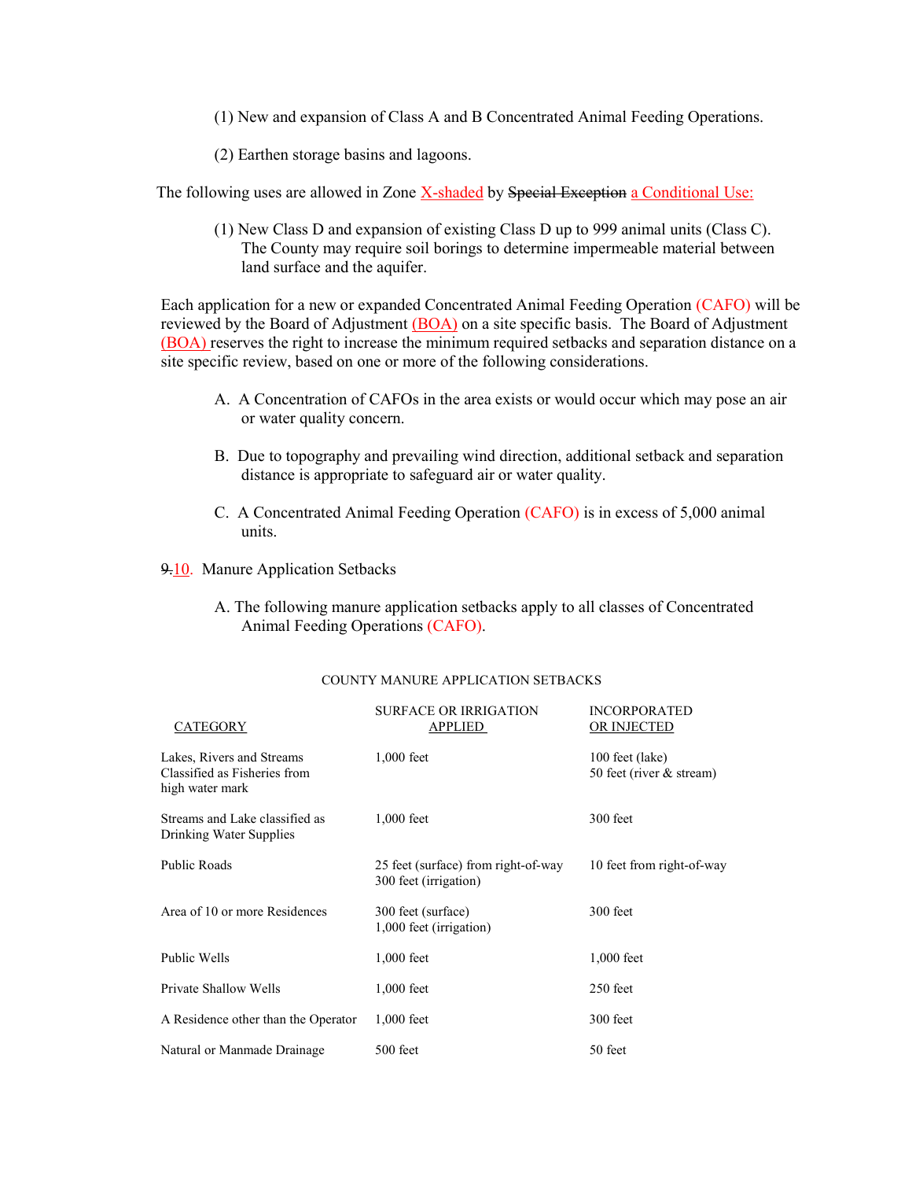(1) New and expansion of Class A and B Concentrated Animal Feeding Operations.

(2) Earthen storage basins and lagoons.

The following uses are allowed in Zone X-shaded by ~~Special Exception~~ a Conditional Use:

(1) New Class D and expansion of existing Class D up to 999 animal units (Class C). The County may require soil borings to determine impermeable material between land surface and the aquifer.

Each application for a new or expanded Concentrated Animal Feeding Operation (CAFO) will be reviewed by the Board of Adjustment (BOA) on a site specific basis. The Board of Adjustment (BOA) reserves the right to increase the minimum required setbacks and separation distance on a site specific review, based on one or more of the following considerations.

A. A Concentration of CAFOs in the area exists or would occur which may pose an air or water quality concern.

B. Due to topography and prevailing wind direction, additional setback and separation distance is appropriate to safeguard air or water quality.

C. A Concentrated Animal Feeding Operation (CAFO) is in excess of 5,000 animal units.

~~9.~~10. Manure Application Setbacks

A. The following manure application setbacks apply to all classes of Concentrated Animal Feeding Operations (CAFO).

COUNTY MANURE APPLICATION SETBACKS

| CATEGORY | SURFACE OR IRRIGATION APPLIED | INCORPORATED OR INJECTED |
|---|---|---|
| Lakes, Rivers and Streams Classified as Fisheries from high water mark | 1,000 feet | 100 feet (lake)<br>50 feet (river & stream) |
| Streams and Lake classified as Drinking Water Supplies | 1,000 feet | 300 feet |
| Public Roads | 25 feet (surface) from right-of-way<br>300 feet (irrigation) | 10 feet from right-of-way |
| Area of 10 or more Residences | 300 feet (surface)<br>1,000 feet (irrigation) | 300 feet |
| Public Wells | 1,000 feet | 1,000 feet |
| Private Shallow Wells | 1,000 feet | 250 feet |
| A Residence other than the Operator | 1,000 feet | 300 feet |
| Natural or Manmade Drainage | 500 feet | 50 feet |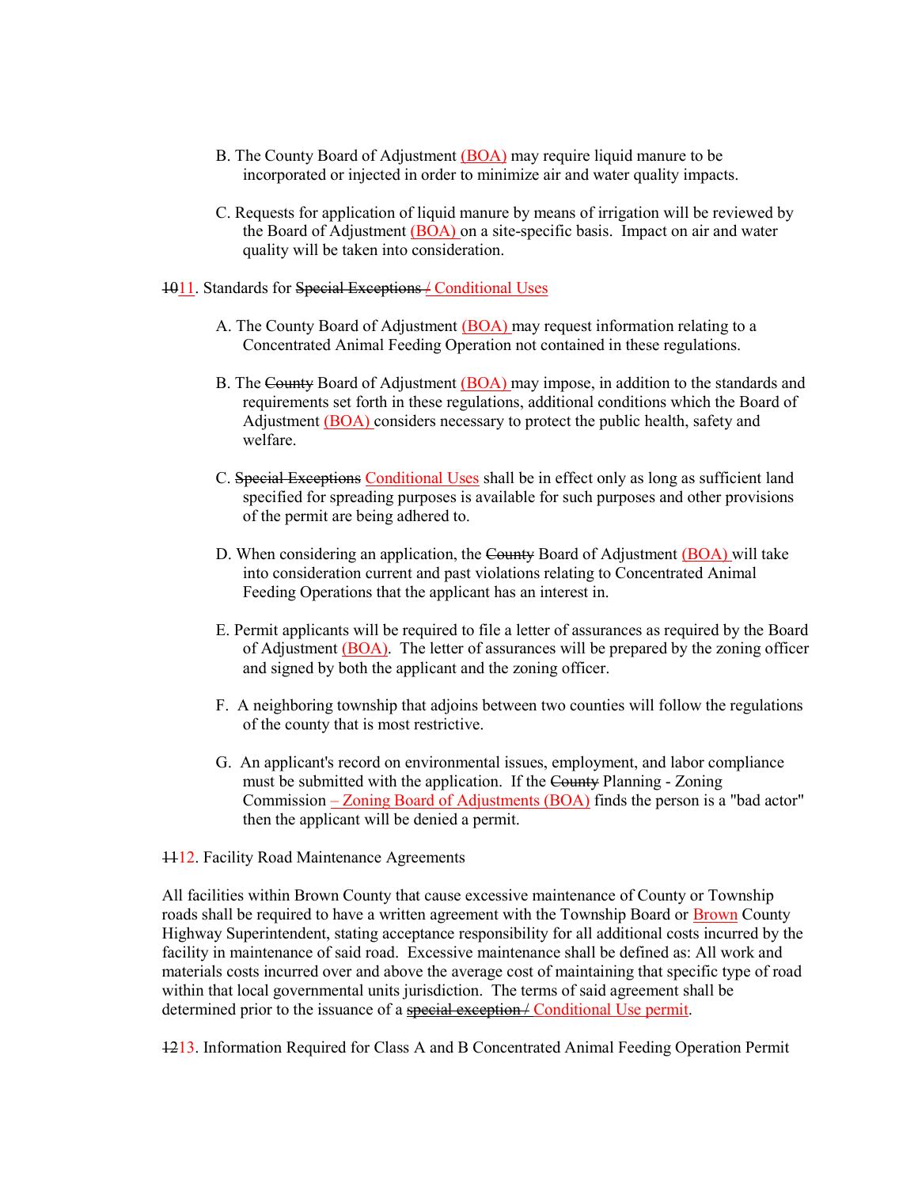B. The County Board of Adjustment (BOA) may require liquid manure to be incorporated or injected in order to minimize air and water quality impacts.

C. Requests for application of liquid manure by means of irrigation will be reviewed by the Board of Adjustment (BOA) on a site-specific basis. Impact on air and water quality will be taken into consideration.

~~10~~11. Standards for ~~Special Exceptions /~~ Conditional Uses

A. The County Board of Adjustment (BOA) may request information relating to a Concentrated Animal Feeding Operation not contained in these regulations.

B. The ~~County~~ Board of Adjustment (BOA) may impose, in addition to the standards and requirements set forth in these regulations, additional conditions which the Board of Adjustment (BOA) considers necessary to protect the public health, safety and welfare.

C. ~~Special Exceptions~~ Conditional Uses shall be in effect only as long as sufficient land specified for spreading purposes is available for such purposes and other provisions of the permit are being adhered to.

D. When considering an application, the ~~County~~ Board of Adjustment (BOA) will take into consideration current and past violations relating to Concentrated Animal Feeding Operations that the applicant has an interest in.

E. Permit applicants will be required to file a letter of assurances as required by the Board of Adjustment (BOA). The letter of assurances will be prepared by the zoning officer and signed by both the applicant and the zoning officer.

F. A neighboring township that adjoins between two counties will follow the regulations of the county that is most restrictive.

G. An applicant's record on environmental issues, employment, and labor compliance must be submitted with the application. If the ~~County~~ Planning - Zoning Commission – Zoning Board of Adjustments (BOA) finds the person is a "bad actor" then the applicant will be denied a permit.

~~11~~12. Facility Road Maintenance Agreements

All facilities within Brown County that cause excessive maintenance of County or Township roads shall be required to have a written agreement with the Township Board or Brown County Highway Superintendent, stating acceptance responsibility for all additional costs incurred by the facility in maintenance of said road. Excessive maintenance shall be defined as: All work and materials costs incurred over and above the average cost of maintaining that specific type of road within that local governmental units jurisdiction. The terms of said agreement shall be determined prior to the issuance of a ~~special exception /~~ Conditional Use permit.

~~12~~13. Information Required for Class A and B Concentrated Animal Feeding Operation Permit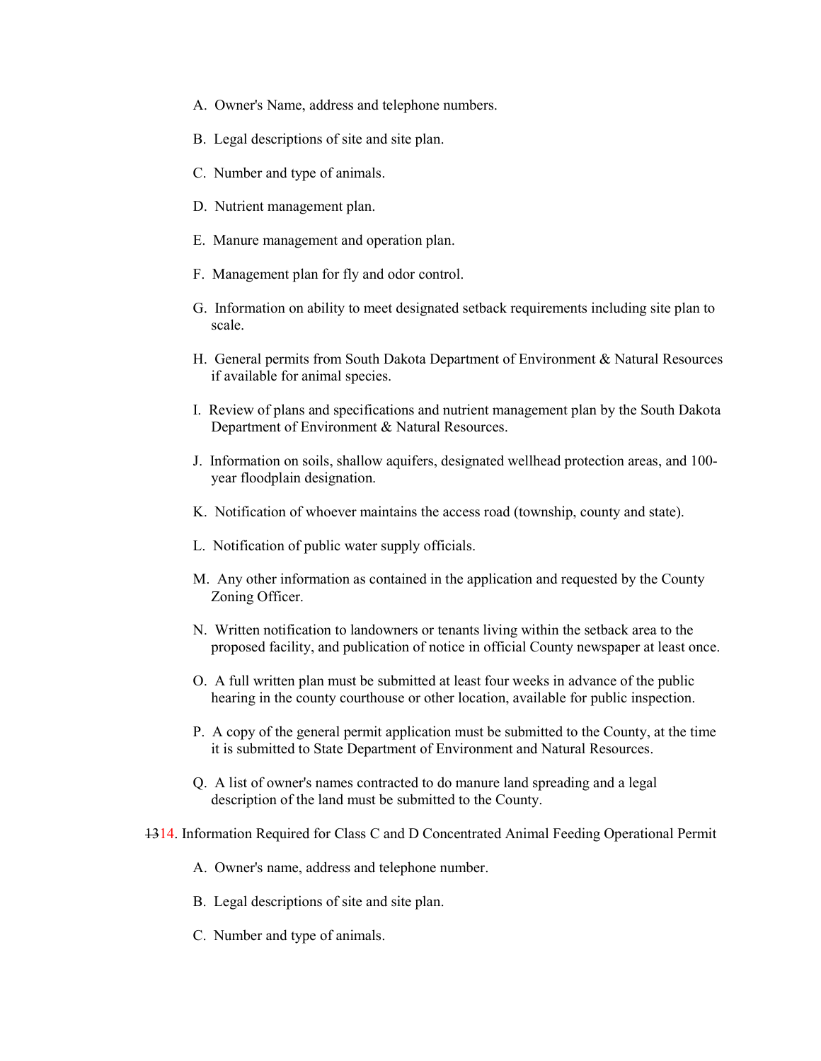A. Owner's Name, address and telephone numbers.

B. Legal descriptions of site and site plan.

C. Number and type of animals.

D. Nutrient management plan.

E. Manure management and operation plan.

F. Management plan for fly and odor control.

G. Information on ability to meet designated setback requirements including site plan to scale.

H. General permits from South Dakota Department of Environment & Natural Resources if available for animal species.

I. Review of plans and specifications and nutrient management plan by the South Dakota Department of Environment & Natural Resources.

J. Information on soils, shallow aquifers, designated wellhead protection areas, and 100-year floodplain designation.

K. Notification of whoever maintains the access road (township, county and state).

L. Notification of public water supply officials.

M. Any other information as contained in the application and requested by the County Zoning Officer.

N. Written notification to landowners or tenants living within the setback area to the proposed facility, and publication of notice in official County newspaper at least once.

O. A full written plan must be submitted at least four weeks in advance of the public hearing in the county courthouse or other location, available for public inspection.

P. A copy of the general permit application must be submitted to the County, at the time it is submitted to State Department of Environment and Natural Resources.

Q. A list of owner's names contracted to do manure land spreading and a legal description of the land must be submitted to the County.

~~13~~14. Information Required for Class C and D Concentrated Animal Feeding Operational Permit

A. Owner's name, address and telephone number.

B. Legal descriptions of site and site plan.

C. Number and type of animals.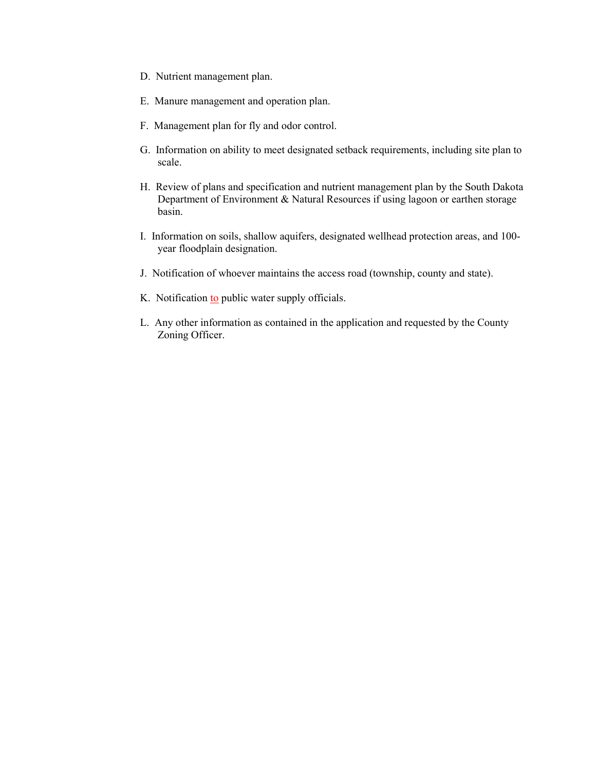D. Nutrient management plan.

E. Manure management and operation plan.

F. Management plan for fly and odor control.

G. Information on ability to meet designated setback requirements, including site plan to scale.

H. Review of plans and specification and nutrient management plan by the South Dakota Department of Environment & Natural Resources if using lagoon or earthen storage basin.

I. Information on soils, shallow aquifers, designated wellhead protection areas, and 100-year floodplain designation.

J. Notification of whoever maintains the access road (township, county and state).

K. Notification to public water supply officials.

L. Any other information as contained in the application and requested by the County Zoning Officer.